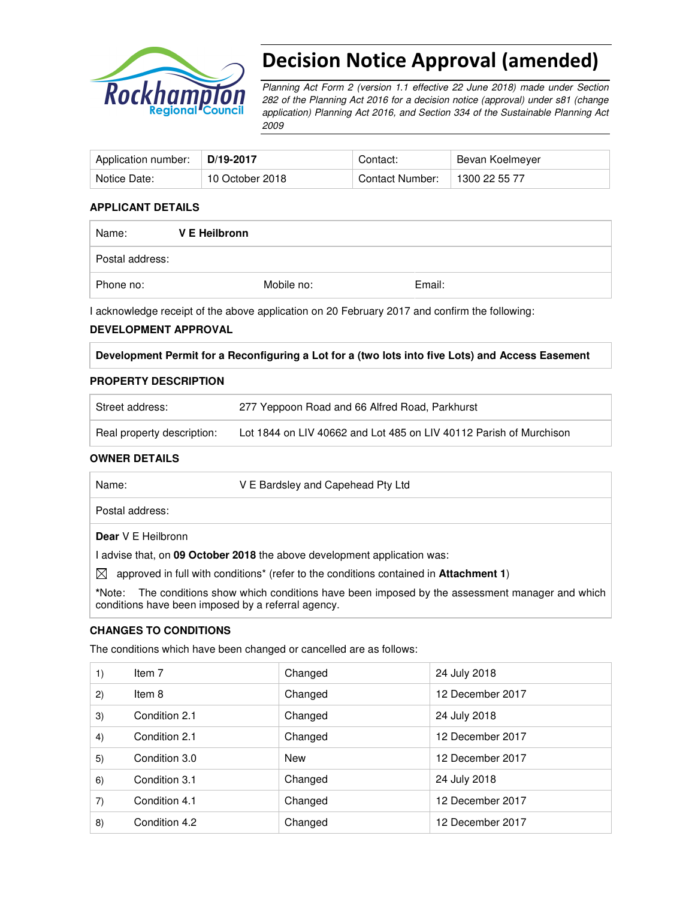# Decision Notice Approval (amended)

*Planning Act Form 2 (version 1.1 effective 22 June 2018) made under Section 282 of the Planning Act 2016 for a decision notice (approval) under s81 (change application) Planning Act 2016, and Section 334 of the Sustainable Planning Act 2009*

| Application number: | **D/19-2017** | Contact: | Bevan Koelmeyer |
|---|---|---|---|
| Notice Date: | 10 October 2018 | Contact Number: | 1300 22 55 77 |

## APPLICANT DETAILS

| Name: | **V E Heilbronn** | |
|---|---|---|
| Postal address: | | |
| Phone no: | Mobile no: | Email: |

I acknowledge receipt of the above application on 20 February 2017 and confirm the following:

## DEVELOPMENT APPROVAL

**Development Permit for a Reconfiguring a Lot for a (two lots into five Lots) and Access Easement**

## PROPERTY DESCRIPTION

| Street address: | 277 Yeppoon Road and 66 Alfred Road, Parkhurst |
|---|---|
| Real property description: | Lot 1844 on LIV 40662 and Lot 485 on LIV 40112 Parish of Murchison |

## OWNER DETAILS

| Name: | V E Bardsley and Capehead Pty Ltd |
|---|---|
| Postal address: | |

**Dear** V E Heilbronn

I advise that, on **09 October 2018** the above development application was:

☒ approved in full with conditions* (refer to the conditions contained in **Attachment 1**)

***Note:** The conditions show which conditions have been imposed by the assessment manager and which conditions have been imposed by a referral agency.

## CHANGES TO CONDITIONS

The conditions which have been changed or cancelled are as follows:

| | | | |
|---|---|---|---|
| 1) | Item 7 | Changed | 24 July 2018 |
| 2) | Item 8 | Changed | 12 December 2017 |
| 3) | Condition 2.1 | Changed | 24 July 2018 |
| 4) | Condition 2.1 | Changed | 12 December 2017 |
| 5) | Condition 3.0 | New | 12 December 2017 |
| 6) | Condition 3.1 | Changed | 24 July 2018 |
| 7) | Condition 4.1 | Changed | 12 December 2017 |
| 8) | Condition 4.2 | Changed | 12 December 2017 |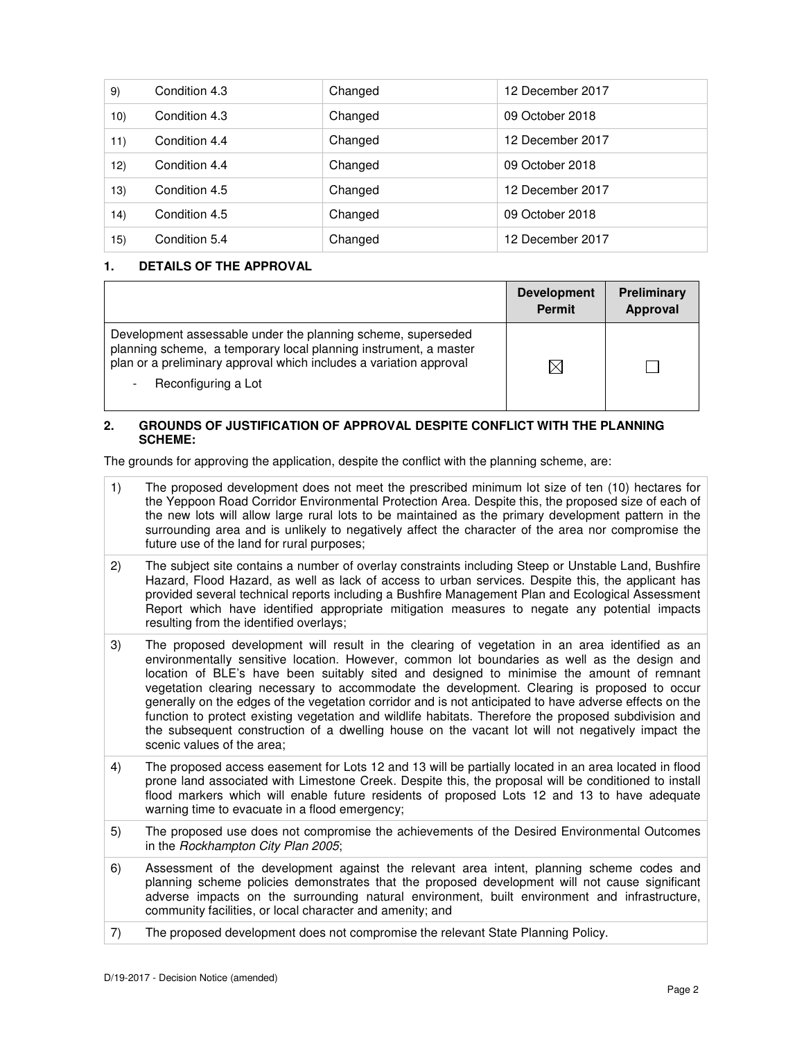| 9) | Condition 4.3 | Changed | 12 December 2017 |
|---|---|---|---|
| 10) | Condition 4.3 | Changed | 09 October 2018 |
| 11) | Condition 4.4 | Changed | 12 December 2017 |
| 12) | Condition 4.4 | Changed | 09 October 2018 |
| 13) | Condition 4.5 | Changed | 12 December 2017 |
| 14) | Condition 4.5 | Changed | 09 October 2018 |
| 15) | Condition 5.4 | Changed | 12 December 2017 |

## 1. DETAILS OF THE APPROVAL

| | Development Permit | Preliminary Approval |
|---|---|---|
| Development assessable under the planning scheme, superseded planning scheme, a temporary local planning instrument, a master plan or a preliminary approval which includes a variation approval<br>- Reconfiguring a Lot | ☒ | ☐ |

## 2. GROUNDS OF JUSTIFICATION OF APPROVAL DESPITE CONFLICT WITH THE PLANNING SCHEME:

The grounds for approving the application, despite the conflict with the planning scheme, are:

| | |
|---|---|
| 1) | The proposed development does not meet the prescribed minimum lot size of ten (10) hectares for the Yeppoon Road Corridor Environmental Protection Area. Despite this, the proposed size of each of the new lots will allow large rural lots to be maintained as the primary development pattern in the surrounding area and is unlikely to negatively affect the character of the area nor compromise the future use of the land for rural purposes; |
| 2) | The subject site contains a number of overlay constraints including Steep or Unstable Land, Bushfire Hazard, Flood Hazard, as well as lack of access to urban services. Despite this, the applicant has provided several technical reports including a Bushfire Management Plan and Ecological Assessment Report which have identified appropriate mitigation measures to negate any potential impacts resulting from the identified overlays; |
| 3) | The proposed development will result in the clearing of vegetation in an area identified as an environmentally sensitive location. However, common lot boundaries as well as the design and location of BLE's have been suitably sited and designed to minimise the amount of remnant vegetation clearing necessary to accommodate the development. Clearing is proposed to occur generally on the edges of the vegetation corridor and is not anticipated to have adverse effects on the function to protect existing vegetation and wildlife habitats. Therefore the proposed subdivision and the subsequent construction of a dwelling house on the vacant lot will not negatively impact the scenic values of the area; |
| 4) | The proposed access easement for Lots 12 and 13 will be partially located in an area located in flood prone land associated with Limestone Creek. Despite this, the proposal will be conditioned to install flood markers which will enable future residents of proposed Lots 12 and 13 to have adequate warning time to evacuate in a flood emergency; |
| 5) | The proposed use does not compromise the achievements of the Desired Environmental Outcomes in the *Rockhampton City Plan 2005*; |
| 6) | Assessment of the development against the relevant area intent, planning scheme codes and planning scheme policies demonstrates that the proposed development will not cause significant adverse impacts on the surrounding natural environment, built environment and infrastructure, community facilities, or local character and amenity; and |
| 7) | The proposed development does not compromise the relevant State Planning Policy. |

D/19-2017 - Decision Notice (amended)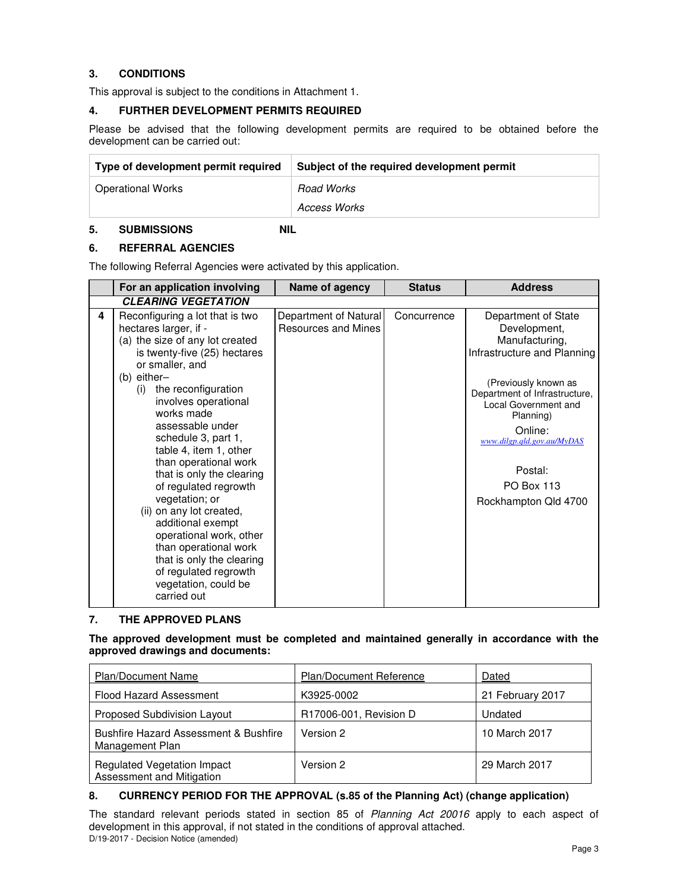## 3. CONDITIONS

This approval is subject to the conditions in Attachment 1.

## 4. FURTHER DEVELOPMENT PERMITS REQUIRED

Please be advised that the following development permits are required to be obtained before the development can be carried out:

| Type of development permit required | Subject of the required development permit |
|---|---|
| Operational Works | *Road Works*<br>*Access Works* |

## 5. SUBMISSIONS NIL

## 6. REFERRAL AGENCIES

The following Referral Agencies were activated by this application.

| | For an application involving | Name of agency | Status | Address |
|---|---|---|---|---|
| | ***CLEARING VEGETATION*** | | | |
| 4 | Reconfiguring a lot that is two hectares larger, if -<br>(a) the size of any lot created is twenty-five (25) hectares or smaller, and<br>(b) either–<br>(i) the reconfiguration involves operational works made assessable under schedule 3, part 1, table 4, item 1, other than operational work that is only the clearing of regulated regrowth vegetation; or<br>(ii) on any lot created, additional exempt operational work, other than operational work that is only the clearing of regulated regrowth vegetation, could be carried out | Department of Natural Resources and Mines | Concurrence | Department of State Development, Manufacturing, Infrastructure and Planning<br><br>(Previously known as Department of Infrastructure, Local Government and Planning)<br>Online: www.dilgp.qld.gov.au/MyDAS<br><br>Postal:<br>PO Box 113<br>Rockhampton Qld 4700 |

## 7. THE APPROVED PLANS

**The approved development must be completed and maintained generally in accordance with the approved drawings and documents:**

| Plan/Document Name | Plan/Document Reference | Dated |
|---|---|---|
| Flood Hazard Assessment | K3925-0002 | 21 February 2017 |
| Proposed Subdivision Layout | R17006-001, Revision D | Undated |
| Bushfire Hazard Assessment & Bushfire Management Plan | Version 2 | 10 March 2017 |
| Regulated Vegetation Impact Assessment and Mitigation | Version 2 | 29 March 2017 |

## 8. CURRENCY PERIOD FOR THE APPROVAL (s.85 of the Planning Act) (change application)

The standard relevant periods stated in section 85 of *Planning Act 20016* apply to each aspect of development in this approval, if not stated in the conditions of approval attached.

D/19-2017 - Decision Notice (amended)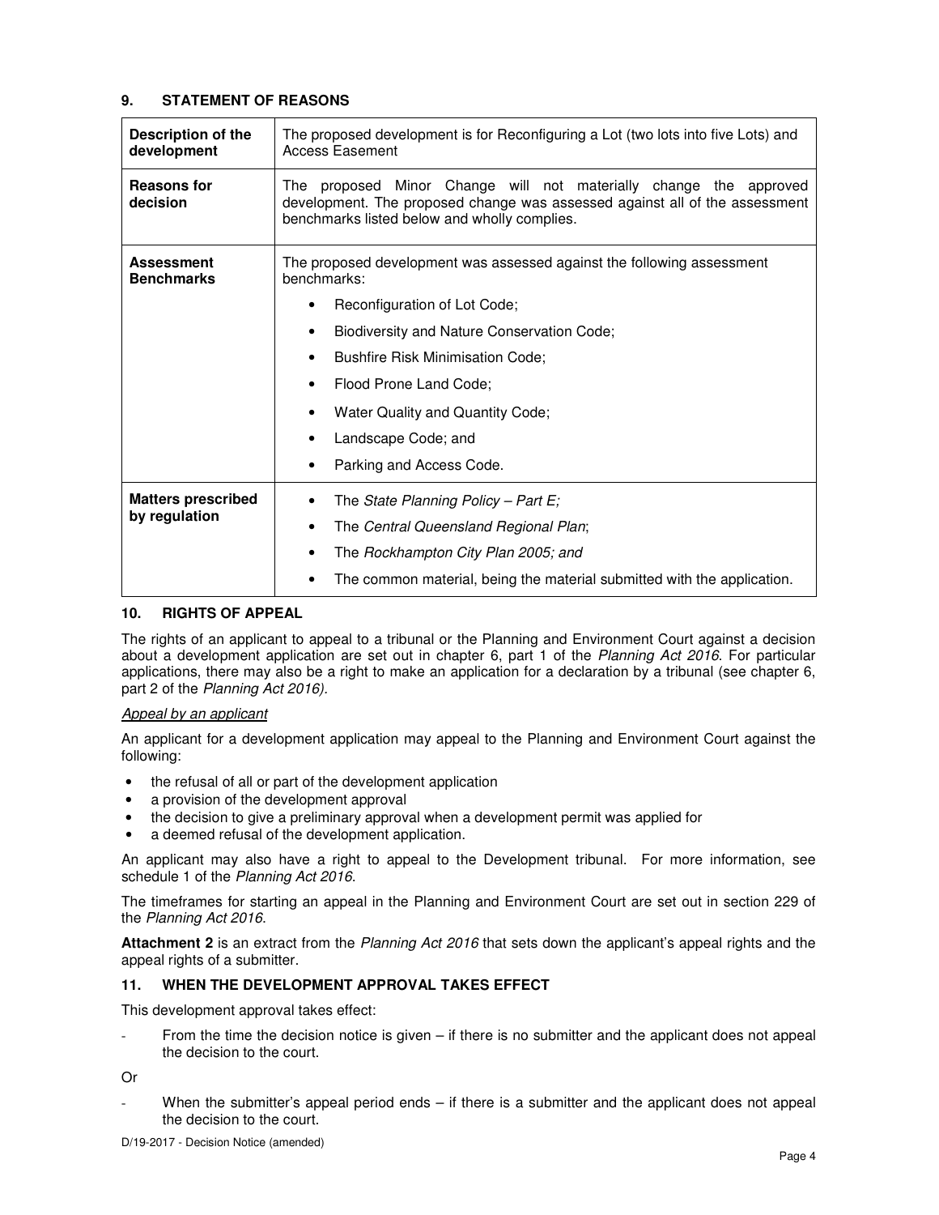## 9. STATEMENT OF REASONS

| **Description of the development** | The proposed development is for Reconfiguring a Lot (two lots into five Lots) and Access Easement |
|---|---|
| **Reasons for decision** | The proposed Minor Change will not materially change the approved development. The proposed change was assessed against all of the assessment benchmarks listed below and wholly complies. |
| **Assessment Benchmarks** | The proposed development was assessed against the following assessment benchmarks:<br>• Reconfiguration of Lot Code;<br>• Biodiversity and Nature Conservation Code;<br>• Bushfire Risk Minimisation Code;<br>• Flood Prone Land Code;<br>• Water Quality and Quantity Code;<br>• Landscape Code; and<br>• Parking and Access Code. |
| **Matters prescribed by regulation** | • The *State Planning Policy – Part E;*<br>• The *Central Queensland Regional Plan*;<br>• The *Rockhampton City Plan 2005; and*<br>• The common material, being the material submitted with the application. |

## 10. RIGHTS OF APPEAL

The rights of an applicant to appeal to a tribunal or the Planning and Environment Court against a decision about a development application are set out in chapter 6, part 1 of the *Planning Act 2016*. For particular applications, there may also be a right to make an application for a declaration by a tribunal (see chapter 6, part 2 of the *Planning Act 2016)*.

*Appeal by an applicant*

An applicant for a development application may appeal to the Planning and Environment Court against the following:

- the refusal of all or part of the development application
- a provision of the development approval
- the decision to give a preliminary approval when a development permit was applied for
- a deemed refusal of the development application.

An applicant may also have a right to appeal to the Development tribunal. For more information, see schedule 1 of the *Planning Act 2016*.

The timeframes for starting an appeal in the Planning and Environment Court are set out in section 229 of the *Planning Act 2016*.

**Attachment 2** is an extract from the *Planning Act 2016* that sets down the applicant's appeal rights and the appeal rights of a submitter.

## 11. WHEN THE DEVELOPMENT APPROVAL TAKES EFFECT

This development approval takes effect:

- From the time the decision notice is given – if there is no submitter and the applicant does not appeal the decision to the court.

Or

- When the submitter's appeal period ends – if there is a submitter and the applicant does not appeal the decision to the court.

D/19-2017 - Decision Notice (amended)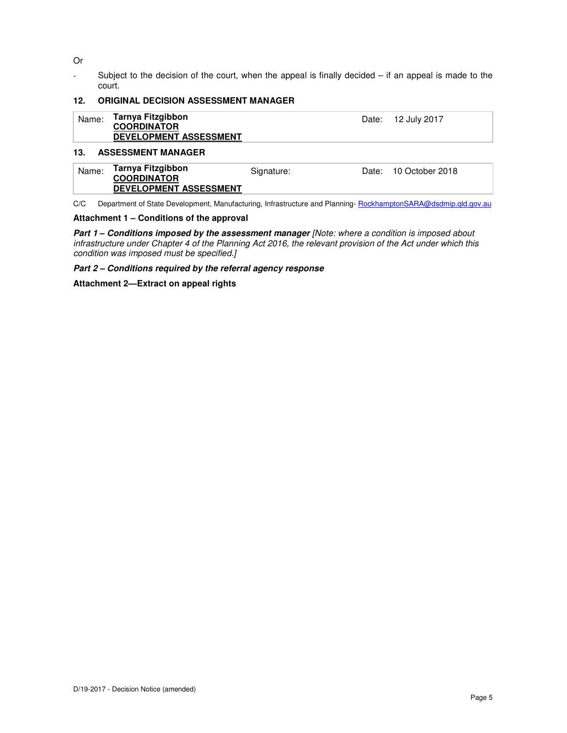Or

- Subject to the decision of the court, when the appeal is finally decided – if an appeal is made to the court.

### 12. ORIGINAL DECISION ASSESSMENT MANAGER

| Name: | **Tarnya Fitzgibbon** **COORDINATOR** **DEVELOPMENT ASSESSMENT** | Date: | 12 July 2017 |
|---|---|---|---|

### 13. ASSESSMENT MANAGER

| Name: | **Tarnya Fitzgibbon** **COORDINATOR** **DEVELOPMENT ASSESSMENT** | Signature: | Date: | 10 October 2018 |
|---|---|---|---|---|

C/C Department of State Development, Manufacturing, Infrastructure and Planning- RockhamptonSARA@dsdmip.qld.gov.au

**Attachment 1 – Conditions of the approval**

***Part 1 – Conditions imposed by the assessment manager*** *[Note: where a condition is imposed about infrastructure under Chapter 4 of the Planning Act 2016, the relevant provision of the Act under which this condition was imposed must be specified.]*

***Part 2 – Conditions required by the referral agency response***

**Attachment 2—Extract on appeal rights**

D/19-2017 - Decision Notice (amended)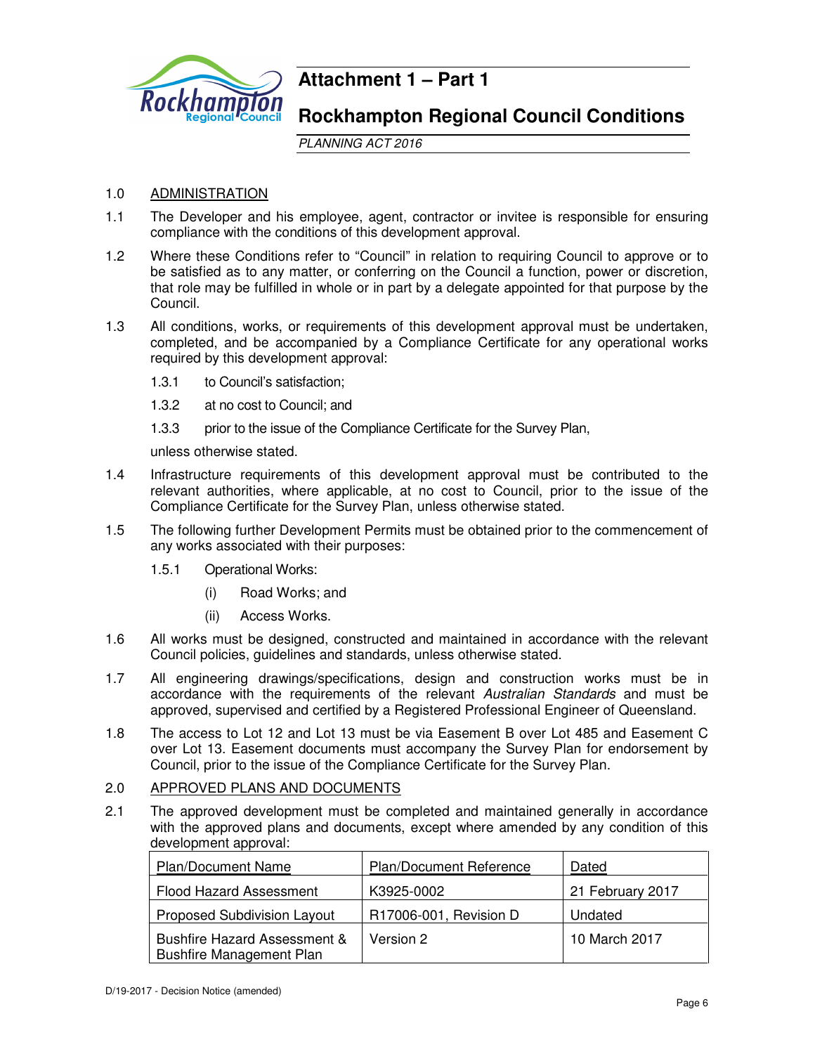# Attachment 1 – Part 1

## Rockhampton Regional Council Conditions

*PLANNING ACT 2016*

1.0 ADMINISTRATION

1.1 The Developer and his employee, agent, contractor or invitee is responsible for ensuring compliance with the conditions of this development approval.

1.2 Where these Conditions refer to "Council" in relation to requiring Council to approve or to be satisfied as to any matter, or conferring on the Council a function, power or discretion, that role may be fulfilled in whole or in part by a delegate appointed for that purpose by the Council.

1.3 All conditions, works, or requirements of this development approval must be undertaken, completed, and be accompanied by a Compliance Certificate for any operational works required by this development approval:

1.3.1 to Council's satisfaction;

1.3.2 at no cost to Council; and

1.3.3 prior to the issue of the Compliance Certificate for the Survey Plan,

unless otherwise stated.

1.4 Infrastructure requirements of this development approval must be contributed to the relevant authorities, where applicable, at no cost to Council, prior to the issue of the Compliance Certificate for the Survey Plan, unless otherwise stated.

1.5 The following further Development Permits must be obtained prior to the commencement of any works associated with their purposes:

1.5.1 Operational Works:

(i) Road Works; and

(ii) Access Works.

1.6 All works must be designed, constructed and maintained in accordance with the relevant Council policies, guidelines and standards, unless otherwise stated.

1.7 All engineering drawings/specifications, design and construction works must be in accordance with the requirements of the relevant *Australian Standards* and must be approved, supervised and certified by a Registered Professional Engineer of Queensland.

1.8 The access to Lot 12 and Lot 13 must be via Easement B over Lot 485 and Easement C over Lot 13. Easement documents must accompany the Survey Plan for endorsement by Council, prior to the issue of the Compliance Certificate for the Survey Plan.

2.0 APPROVED PLANS AND DOCUMENTS

2.1 The approved development must be completed and maintained generally in accordance with the approved plans and documents, except where amended by any condition of this development approval:

| Plan/Document Name | Plan/Document Reference | Dated |
|---|---|---|
| Flood Hazard Assessment | K3925-0002 | 21 February 2017 |
| Proposed Subdivision Layout | R17006-001, Revision D | Undated |
| Bushfire Hazard Assessment & Bushfire Management Plan | Version 2 | 10 March 2017 |

D/19-2017 - Decision Notice (amended)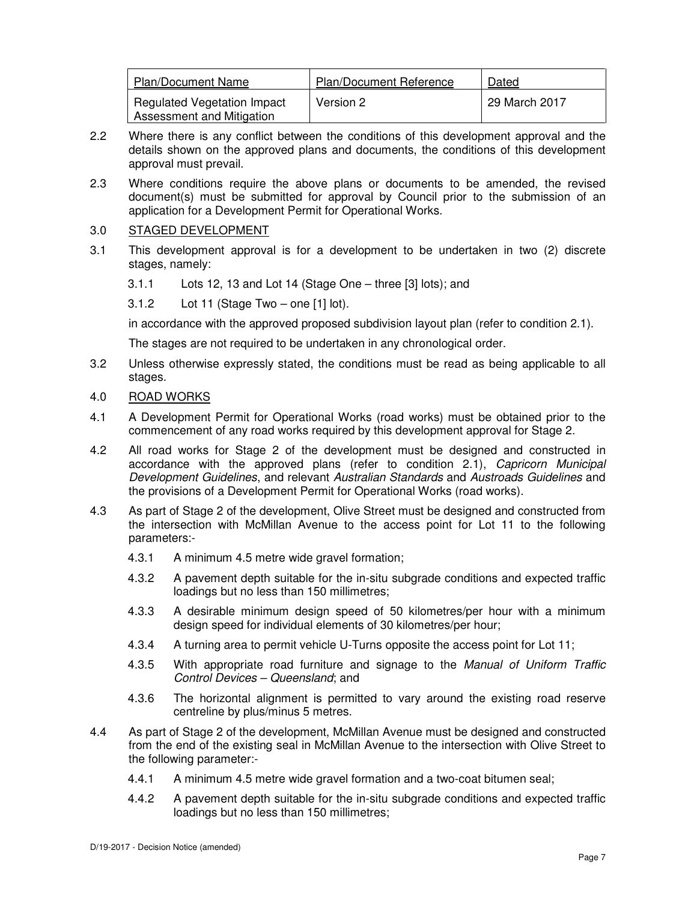| Plan/Document Name | Plan/Document Reference | Dated |
|---|---|---|
| Regulated Vegetation Impact Assessment and Mitigation | Version 2 | 29 March 2017 |

2.2 Where there is any conflict between the conditions of this development approval and the details shown on the approved plans and documents, the conditions of this development approval must prevail.

2.3 Where conditions require the above plans or documents to be amended, the revised document(s) must be submitted for approval by Council prior to the submission of an application for a Development Permit for Operational Works.

## 3.0 STAGED DEVELOPMENT

3.1 This development approval is for a development to be undertaken in two (2) discrete stages, namely:

   3.1.1 Lots 12, 13 and Lot 14 (Stage One – three [3] lots); and

   3.1.2 Lot 11 (Stage Two – one [1] lot).

   in accordance with the approved proposed subdivision layout plan (refer to condition 2.1).

   The stages are not required to be undertaken in any chronological order.

3.2 Unless otherwise expressly stated, the conditions must be read as being applicable to all stages.

## 4.0 ROAD WORKS

4.1 A Development Permit for Operational Works (road works) must be obtained prior to the commencement of any road works required by this development approval for Stage 2.

4.2 All road works for Stage 2 of the development must be designed and constructed in accordance with the approved plans (refer to condition 2.1), *Capricorn Municipal Development Guidelines*, and relevant *Australian Standards* and *Austroads Guidelines* and the provisions of a Development Permit for Operational Works (road works).

4.3 As part of Stage 2 of the development, Olive Street must be designed and constructed from the intersection with McMillan Avenue to the access point for Lot 11 to the following parameters:-

   4.3.1 A minimum 4.5 metre wide gravel formation;

   4.3.2 A pavement depth suitable for the in-situ subgrade conditions and expected traffic loadings but no less than 150 millimetres;

   4.3.3 A desirable minimum design speed of 50 kilometres/per hour with a minimum design speed for individual elements of 30 kilometres/per hour;

   4.3.4 A turning area to permit vehicle U-Turns opposite the access point for Lot 11;

   4.3.5 With appropriate road furniture and signage to the *Manual of Uniform Traffic Control Devices – Queensland*; and

   4.3.6 The horizontal alignment is permitted to vary around the existing road reserve centreline by plus/minus 5 metres.

4.4 As part of Stage 2 of the development, McMillan Avenue must be designed and constructed from the end of the existing seal in McMillan Avenue to the intersection with Olive Street to the following parameter:-

   4.4.1 A minimum 4.5 metre wide gravel formation and a two-coat bitumen seal;

   4.4.2 A pavement depth suitable for the in-situ subgrade conditions and expected traffic loadings but no less than 150 millimetres;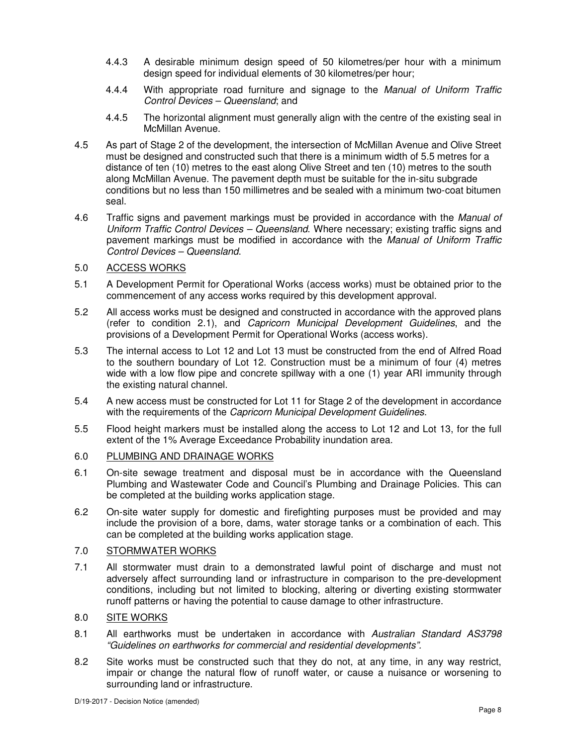4.4.3 A desirable minimum design speed of 50 kilometres/per hour with a minimum design speed for individual elements of 30 kilometres/per hour;

4.4.4 With appropriate road furniture and signage to the *Manual of Uniform Traffic Control Devices – Queensland*; and

4.4.5 The horizontal alignment must generally align with the centre of the existing seal in McMillan Avenue.

4.5 As part of Stage 2 of the development, the intersection of McMillan Avenue and Olive Street must be designed and constructed such that there is a minimum width of 5.5 metres for a distance of ten (10) metres to the east along Olive Street and ten (10) metres to the south along McMillan Avenue. The pavement depth must be suitable for the in-situ subgrade conditions but no less than 150 millimetres and be sealed with a minimum two-coat bitumen seal.

4.6 Traffic signs and pavement markings must be provided in accordance with the *Manual of Uniform Traffic Control Devices – Queensland*. Where necessary; existing traffic signs and pavement markings must be modified in accordance with the *Manual of Uniform Traffic Control Devices – Queensland*.

5.0 <u>ACCESS WORKS</u>

5.1 A Development Permit for Operational Works (access works) must be obtained prior to the commencement of any access works required by this development approval.

5.2 All access works must be designed and constructed in accordance with the approved plans (refer to condition 2.1), and *Capricorn Municipal Development Guidelines*, and the provisions of a Development Permit for Operational Works (access works).

5.3 The internal access to Lot 12 and Lot 13 must be constructed from the end of Alfred Road to the southern boundary of Lot 12. Construction must be a minimum of four (4) metres wide with a low flow pipe and concrete spillway with a one (1) year ARI immunity through the existing natural channel.

5.4 A new access must be constructed for Lot 11 for Stage 2 of the development in accordance with the requirements of the *Capricorn Municipal Development Guidelines*.

5.5 Flood height markers must be installed along the access to Lot 12 and Lot 13, for the full extent of the 1% Average Exceedance Probability inundation area.

6.0 <u>PLUMBING AND DRAINAGE WORKS</u>

6.1 On-site sewage treatment and disposal must be in accordance with the Queensland Plumbing and Wastewater Code and Council's Plumbing and Drainage Policies. This can be completed at the building works application stage.

6.2 On-site water supply for domestic and firefighting purposes must be provided and may include the provision of a bore, dams, water storage tanks or a combination of each. This can be completed at the building works application stage.

7.0 <u>STORMWATER WORKS</u>

7.1 All stormwater must drain to a demonstrated lawful point of discharge and must not adversely affect surrounding land or infrastructure in comparison to the pre-development conditions, including but not limited to blocking, altering or diverting existing stormwater runoff patterns or having the potential to cause damage to other infrastructure.

8.0 <u>SITE WORKS</u>

8.1 All earthworks must be undertaken in accordance with *Australian Standard AS3798 "Guidelines on earthworks for commercial and residential developments".*

8.2 Site works must be constructed such that they do not, at any time, in any way restrict, impair or change the natural flow of runoff water, or cause a nuisance or worsening to surrounding land or infrastructure.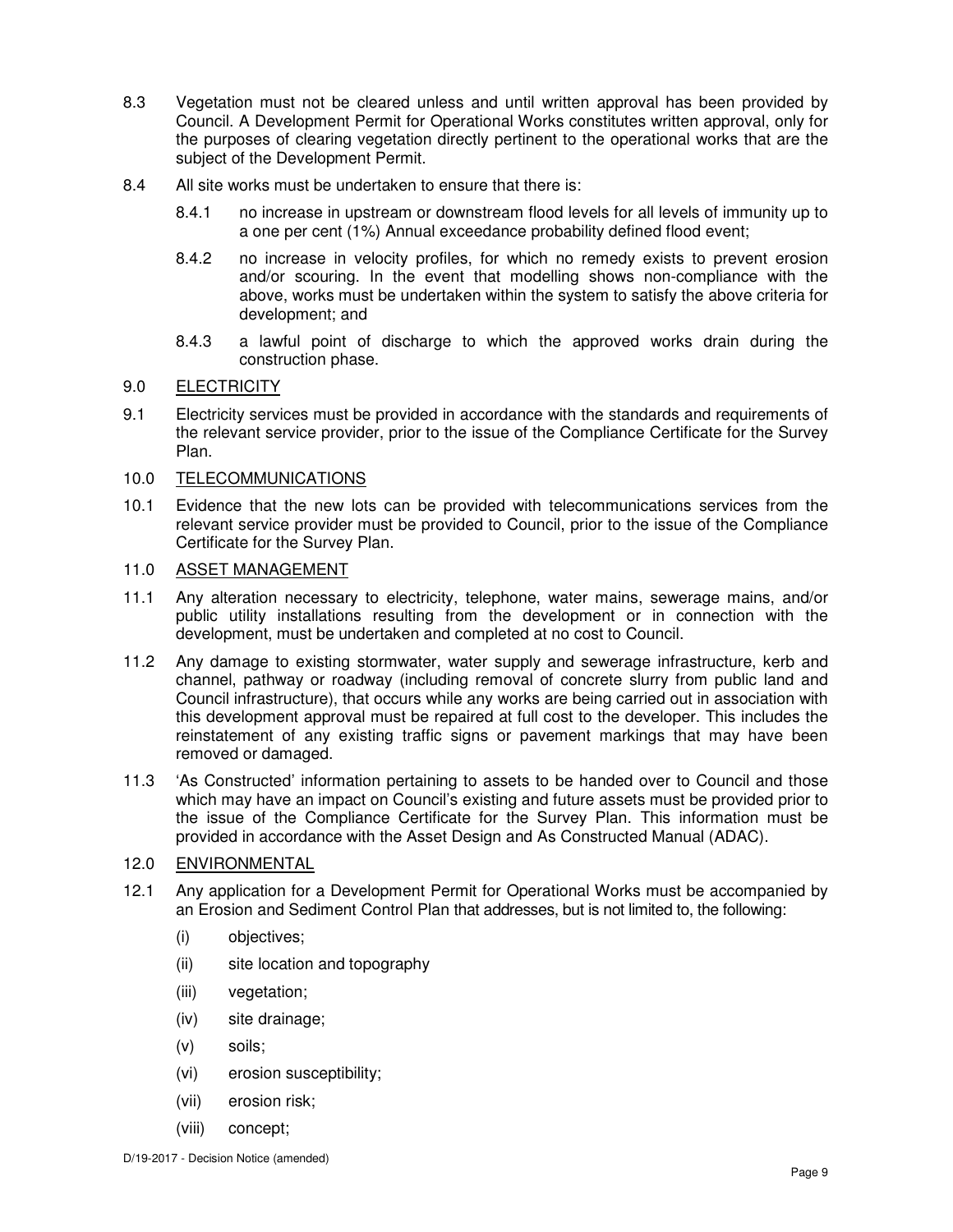8.3 Vegetation must not be cleared unless and until written approval has been provided by Council. A Development Permit for Operational Works constitutes written approval, only for the purposes of clearing vegetation directly pertinent to the operational works that are the subject of the Development Permit.

8.4 All site works must be undertaken to ensure that there is:

8.4.1 no increase in upstream or downstream flood levels for all levels of immunity up to a one per cent (1%) Annual exceedance probability defined flood event;

8.4.2 no increase in velocity profiles, for which no remedy exists to prevent erosion and/or scouring. In the event that modelling shows non-compliance with the above, works must be undertaken within the system to satisfy the above criteria for development; and

8.4.3 a lawful point of discharge to which the approved works drain during the construction phase.

## 9.0 ELECTRICITY

9.1 Electricity services must be provided in accordance with the standards and requirements of the relevant service provider, prior to the issue of the Compliance Certificate for the Survey Plan.

## 10.0 TELECOMMUNICATIONS

10.1 Evidence that the new lots can be provided with telecommunications services from the relevant service provider must be provided to Council, prior to the issue of the Compliance Certificate for the Survey Plan.

## 11.0 ASSET MANAGEMENT

11.1 Any alteration necessary to electricity, telephone, water mains, sewerage mains, and/or public utility installations resulting from the development or in connection with the development, must be undertaken and completed at no cost to Council.

11.2 Any damage to existing stormwater, water supply and sewerage infrastructure, kerb and channel, pathway or roadway (including removal of concrete slurry from public land and Council infrastructure), that occurs while any works are being carried out in association with this development approval must be repaired at full cost to the developer. This includes the reinstatement of any existing traffic signs or pavement markings that may have been removed or damaged.

11.3 'As Constructed' information pertaining to assets to be handed over to Council and those which may have an impact on Council's existing and future assets must be provided prior to the issue of the Compliance Certificate for the Survey Plan. This information must be provided in accordance with the Asset Design and As Constructed Manual (ADAC).

## 12.0 ENVIRONMENTAL

12.1 Any application for a Development Permit for Operational Works must be accompanied by an Erosion and Sediment Control Plan that addresses, but is not limited to, the following:

(i) objectives;

(ii) site location and topography

(iii) vegetation;

(iv) site drainage;

(v) soils;

(vi) erosion susceptibility;

(vii) erosion risk;

(viii) concept;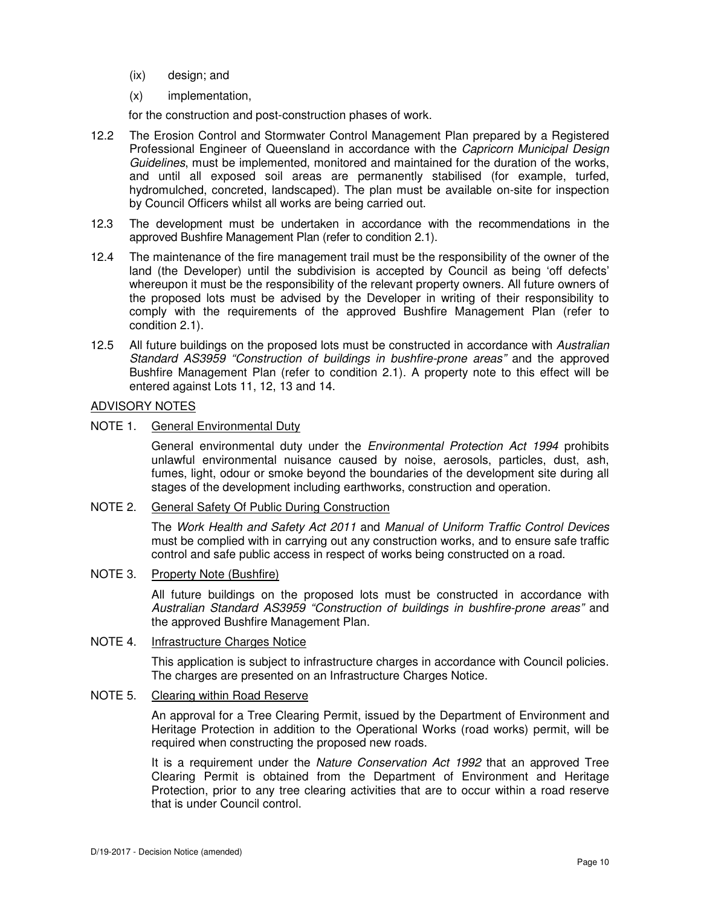(ix) design; and

(x) implementation,

for the construction and post-construction phases of work.

12.2 The Erosion Control and Stormwater Control Management Plan prepared by a Registered Professional Engineer of Queensland in accordance with the *Capricorn Municipal Design Guidelines*, must be implemented, monitored and maintained for the duration of the works, and until all exposed soil areas are permanently stabilised (for example, turfed, hydromulched, concreted, landscaped). The plan must be available on-site for inspection by Council Officers whilst all works are being carried out.

12.3 The development must be undertaken in accordance with the recommendations in the approved Bushfire Management Plan (refer to condition 2.1).

12.4 The maintenance of the fire management trail must be the responsibility of the owner of the land (the Developer) until the subdivision is accepted by Council as being 'off defects' whereupon it must be the responsibility of the relevant property owners. All future owners of the proposed lots must be advised by the Developer in writing of their responsibility to comply with the requirements of the approved Bushfire Management Plan (refer to condition 2.1).

12.5 All future buildings on the proposed lots must be constructed in accordance with *Australian Standard AS3959 "Construction of buildings in bushfire-prone areas"* and the approved Bushfire Management Plan (refer to condition 2.1). A property note to this effect will be entered against Lots 11, 12, 13 and 14.

## ADVISORY NOTES

NOTE 1. General Environmental Duty

General environmental duty under the *Environmental Protection Act 1994* prohibits unlawful environmental nuisance caused by noise, aerosols, particles, dust, ash, fumes, light, odour or smoke beyond the boundaries of the development site during all stages of the development including earthworks, construction and operation.

NOTE 2. General Safety Of Public During Construction

The *Work Health and Safety Act 2011* and *Manual of Uniform Traffic Control Devices* must be complied with in carrying out any construction works, and to ensure safe traffic control and safe public access in respect of works being constructed on a road.

NOTE 3. Property Note (Bushfire)

All future buildings on the proposed lots must be constructed in accordance with *Australian Standard AS3959 "Construction of buildings in bushfire-prone areas"* and the approved Bushfire Management Plan.

NOTE 4. Infrastructure Charges Notice

This application is subject to infrastructure charges in accordance with Council policies. The charges are presented on an Infrastructure Charges Notice.

NOTE 5. Clearing within Road Reserve

An approval for a Tree Clearing Permit, issued by the Department of Environment and Heritage Protection in addition to the Operational Works (road works) permit, will be required when constructing the proposed new roads.

It is a requirement under the *Nature Conservation Act 1992* that an approved Tree Clearing Permit is obtained from the Department of Environment and Heritage Protection, prior to any tree clearing activities that are to occur within a road reserve that is under Council control.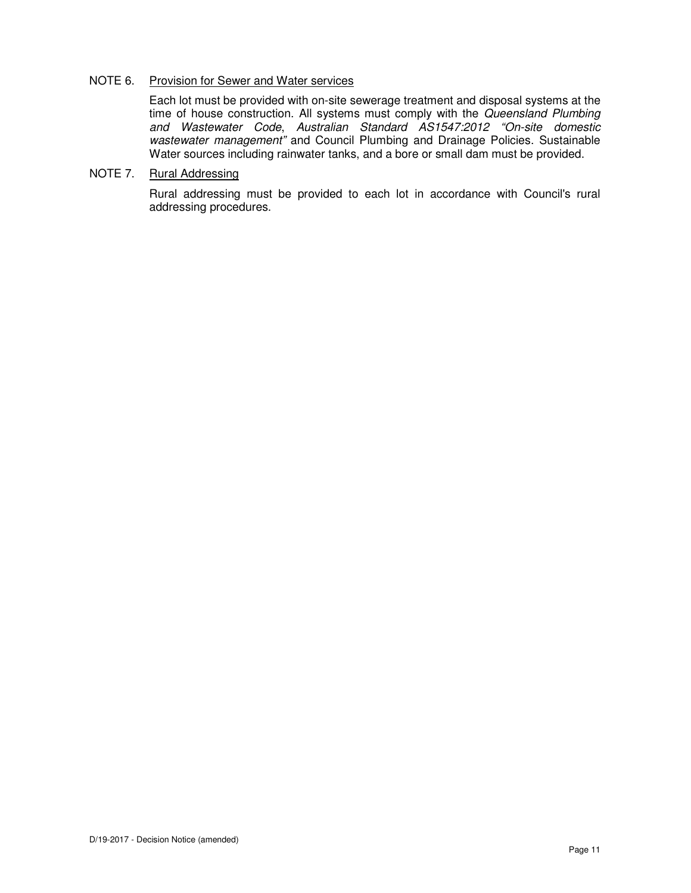NOTE 6. Provision for Sewer and Water services

Each lot must be provided with on-site sewerage treatment and disposal systems at the time of house construction. All systems must comply with the *Queensland Plumbing and Wastewater Code*, *Australian Standard AS1547:2012 "On-site domestic wastewater management"* and Council Plumbing and Drainage Policies. Sustainable Water sources including rainwater tanks, and a bore or small dam must be provided.

NOTE 7. Rural Addressing

Rural addressing must be provided to each lot in accordance with Council's rural addressing procedures.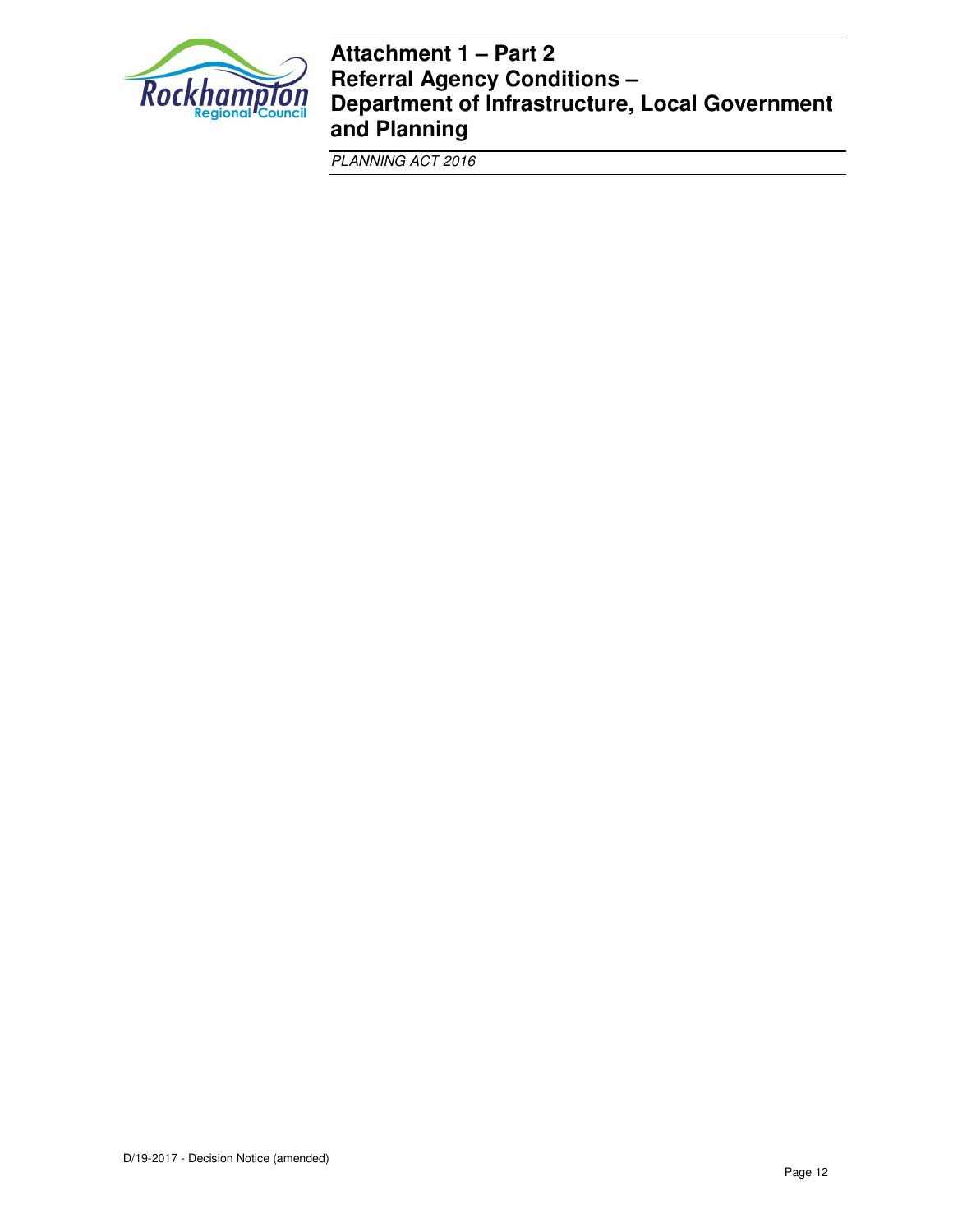# Attachment 1 – Part 2
# Referral Agency Conditions – Department of Infrastructure, Local Government and Planning

*PLANNING ACT 2016*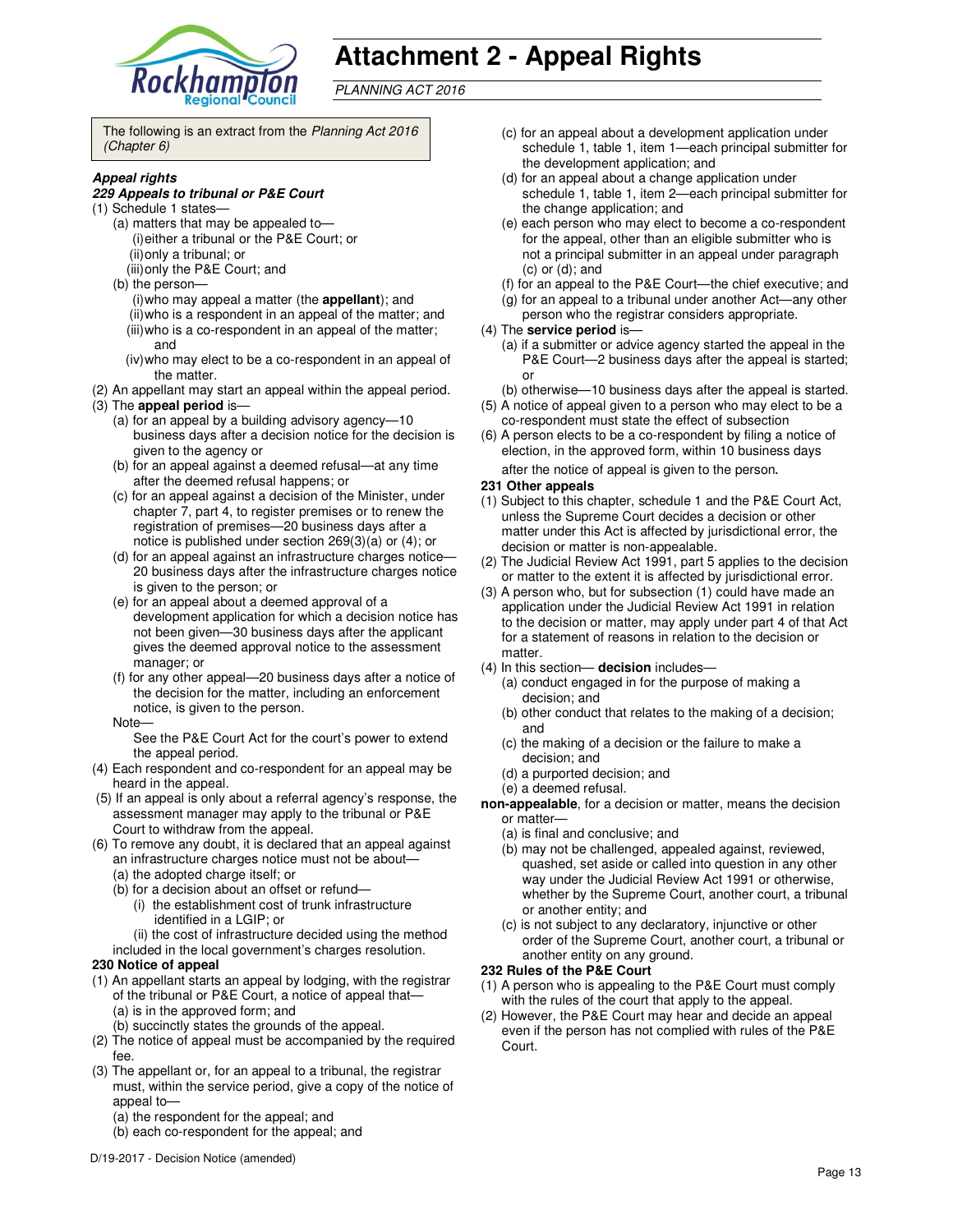# Attachment 2 - Appeal Rights

*PLANNING ACT 2016*

The following is an extract from the *Planning Act 2016 (Chapter 6)*

***Appeal rights***

***229 Appeals to tribunal or P&E Court***

(1) Schedule 1 states—

  (a) matters that may be appealed to—

   (i) either a tribunal or the P&E Court; or

   (ii) only a tribunal; or

   (iii) only the P&E Court; and

  (b) the person—

   (i) who may appeal a matter (the **appellant**); and

   (ii) who is a respondent in an appeal of the matter; and

   (iii) who is a co-respondent in an appeal of the matter; and

   (iv) who may elect to be a co-respondent in an appeal of the matter.

(2) An appellant may start an appeal within the appeal period.

(3) The **appeal period** is—

  (a) for an appeal by a building advisory agency—10 business days after a decision notice for the decision is given to the agency or

  (b) for an appeal against a deemed refusal—at any time after the deemed refusal happens; or

  (c) for an appeal against a decision of the Minister, under chapter 7, part 4, to register premises or to renew the registration of premises—20 business days after a notice is published under section 269(3)(a) or (4); or

  (d) for an appeal against an infrastructure charges notice—20 business days after the infrastructure charges notice is given to the person; or

  (e) for an appeal about a deemed approval of a development application for which a decision notice has not been given—30 business days after the applicant gives the deemed approval notice to the assessment manager; or

  (f) for any other appeal—20 business days after a notice of the decision for the matter, including an enforcement notice, is given to the person.

  Note—

  See the P&E Court Act for the court's power to extend the appeal period.

(4) Each respondent and co-respondent for an appeal may be heard in the appeal.

(5) If an appeal is only about a referral agency's response, the assessment manager may apply to the tribunal or P&E Court to withdraw from the appeal.

(6) To remove any doubt, it is declared that an appeal against an infrastructure charges notice must not be about—

  (a) the adopted charge itself; or

  (b) for a decision about an offset or refund—

   (i) the establishment cost of trunk infrastructure identified in a LGIP; or

   (ii) the cost of infrastructure decided using the method included in the local government's charges resolution.

**230 Notice of appeal**

(1) An appellant starts an appeal by lodging, with the registrar of the tribunal or P&E Court, a notice of appeal that—

  (a) is in the approved form; and

  (b) succinctly states the grounds of the appeal.

(2) The notice of appeal must be accompanied by the required fee.

(3) The appellant or, for an appeal to a tribunal, the registrar must, within the service period, give a copy of the notice of appeal to—

  (a) the respondent for the appeal; and

  (b) each co-respondent for the appeal; and

  (c) for an appeal about a development application under schedule 1, table 1, item 1—each principal submitter for the development application; and

  (d) for an appeal about a change application under schedule 1, table 1, item 2—each principal submitter for the change application; and

  (e) each person who may elect to become a co-respondent for the appeal, other than an eligible submitter who is not a principal submitter in an appeal under paragraph (c) or (d); and

  (f) for an appeal to the P&E Court—the chief executive; and

  (g) for an appeal to a tribunal under another Act—any other person who the registrar considers appropriate.

(4) The **service period** is—

  (a) if a submitter or advice agency started the appeal in the P&E Court—2 business days after the appeal is started; or

  (b) otherwise—10 business days after the appeal is started.

(5) A notice of appeal given to a person who may elect to be a co-respondent must state the effect of subsection

(6) A person elects to be a co-respondent by filing a notice of election, in the approved form, within 10 business days after the notice of appeal is given to the person.

**231 Other appeals**

(1) Subject to this chapter, schedule 1 and the P&E Court Act, unless the Supreme Court decides a decision or other matter under this Act is affected by jurisdictional error, the decision or matter is non-appealable.

(2) The Judicial Review Act 1991, part 5 applies to the decision or matter to the extent it is affected by jurisdictional error.

(3) A person who, but for subsection (1) could have made an application under the Judicial Review Act 1991 in relation to the decision or matter, may apply under part 4 of that Act for a statement of reasons in relation to the decision or matter.

(4) In this section— **decision** includes—

  (a) conduct engaged in for the purpose of making a decision; and

  (b) other conduct that relates to the making of a decision; and

  (c) the making of a decision or the failure to make a decision; and

  (d) a purported decision; and

  (e) a deemed refusal.

**non-appealable**, for a decision or matter, means the decision or matter—

  (a) is final and conclusive; and

  (b) may not be challenged, appealed against, reviewed, quashed, set aside or called into question in any other way under the Judicial Review Act 1991 or otherwise, whether by the Supreme Court, another court, a tribunal or another entity; and

  (c) is not subject to any declaratory, injunctive or other order of the Supreme Court, another court, a tribunal or another entity on any ground.

**232 Rules of the P&E Court**

(1) A person who is appealing to the P&E Court must comply with the rules of the court that apply to the appeal.

(2) However, the P&E Court may hear and decide an appeal even if the person has not complied with rules of the P&E Court.

D/19-2017 - Decision Notice (amended)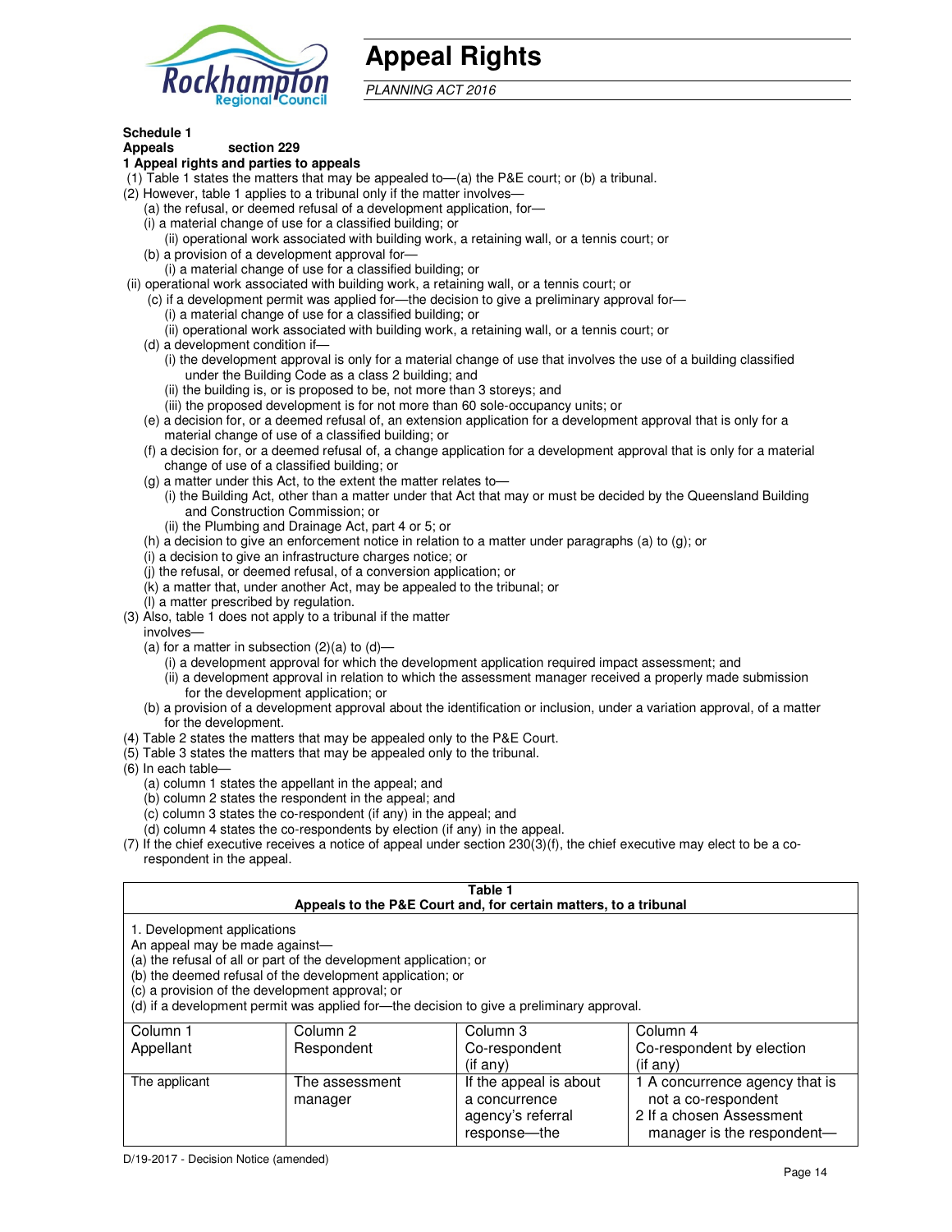# Appeal Rights

*PLANNING ACT 2016*

**Schedule 1**
**Appeals** section 229

**1 Appeal rights and parties to appeals**

(1) Table 1 states the matters that may be appealed to—(a) the P&E court; or (b) a tribunal.

(2) However, table 1 applies to a tribunal only if the matter involves—

(a) the refusal, or deemed refusal of a development application, for—

(i) a material change of use for a classified building; or

(ii) operational work associated with building work, a retaining wall, or a tennis court; or

(b) a provision of a development approval for—

(i) a material change of use for a classified building; or

(ii) operational work associated with building work, a retaining wall, or a tennis court; or

(c) if a development permit was applied for—the decision to give a preliminary approval for—

(i) a material change of use for a classified building; or

(ii) operational work associated with building work, a retaining wall, or a tennis court; or

(d) a development condition if—

(i) the development approval is only for a material change of use that involves the use of a building classified under the Building Code as a class 2 building; and

(ii) the building is, or is proposed to be, not more than 3 storeys; and

(iii) the proposed development is for not more than 60 sole-occupancy units; or

(e) a decision for, or a deemed refusal of, an extension application for a development approval that is only for a material change of use of a classified building; or

(f) a decision for, or a deemed refusal of, a change application for a development approval that is only for a material change of use of a classified building; or

(g) a matter under this Act, to the extent the matter relates to—

(i) the Building Act, other than a matter under that Act that may or must be decided by the Queensland Building and Construction Commission; or

(ii) the Plumbing and Drainage Act, part 4 or 5; or

(h) a decision to give an enforcement notice in relation to a matter under paragraphs (a) to (g); or

(i) a decision to give an infrastructure charges notice; or

(j) the refusal, or deemed refusal, of a conversion application; or

(k) a matter that, under another Act, may be appealed to the tribunal; or

(l) a matter prescribed by regulation.

(3) Also, table 1 does not apply to a tribunal if the matter involves—

(a) for a matter in subsection (2)(a) to (d)—

(i) a development approval for which the development application required impact assessment; and

(ii) a development approval in relation to which the assessment manager received a properly made submission for the development application; or

(b) a provision of a development approval about the identification or inclusion, under a variation approval, of a matter for the development.

(4) Table 2 states the matters that may be appealed only to the P&E Court.

(5) Table 3 states the matters that may be appealed only to the tribunal.

(6) In each table—

(a) column 1 states the appellant in the appeal; and

(b) column 2 states the respondent in the appeal; and

(c) column 3 states the co-respondent (if any) in the appeal; and

(d) column 4 states the co-respondents by election (if any) in the appeal.

(7) If the chief executive receives a notice of appeal under section 230(3)(f), the chief executive may elect to be a co-respondent in the appeal.

**Table 1**
**Appeals to the P&E Court and, for certain matters, to a tribunal**

1. Development applications
An appeal may be made against—
(a) the refusal of all or part of the development application; or
(b) the deemed refusal of the development application; or
(c) a provision of the development approval; or
(d) if a development permit was applied for—the decision to give a preliminary approval.

| Column 1<br>Appellant | Column 2<br>Respondent | Column 3<br>Co-respondent<br>(if any) | Column 4<br>Co-respondent by election<br>(if any) |
|---|---|---|---|
| The applicant | The assessment manager | If the appeal is about a concurrence agency's referral response—the | 1 A concurrence agency that is not a co-respondent<br>2 If a chosen Assessment manager is the respondent— |

D/19-2017 - Decision Notice (amended)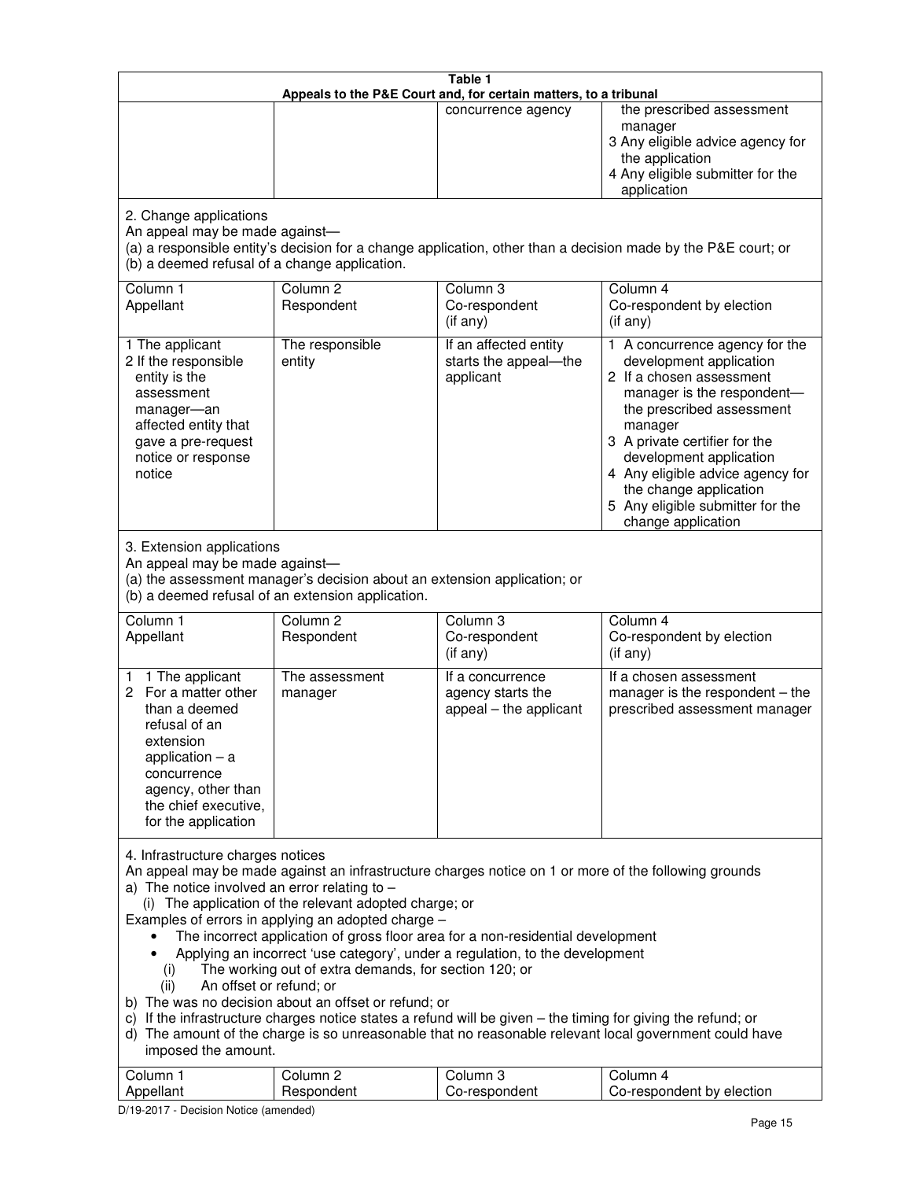| Table 1 | | | |
|---|---|---|---|
| Appeals to the P&E Court and, for certain matters, to a tribunal | | | |
| | | concurrence agency | the prescribed assessment manager<br>3 Any eligible advice agency for the application<br>4 Any eligible submitter for the application |
| 2. Change applications<br>An appeal may be made against—<br>(a) a responsible entity's decision for a change application, other than a decision made by the P&E court; or<br>(b) a deemed refusal of a change application. | | | |
| Column 1<br>Appellant | Column 2<br>Respondent | Column 3<br>Co-respondent<br>(if any) | Column 4<br>Co-respondent by election<br>(if any) |
| 1 The applicant<br>2 If the responsible entity is the assessment manager—an affected entity that gave a pre-request notice or response notice | The responsible entity | If an affected entity starts the appeal—the applicant | 1 A concurrence agency for the development application<br>2 If a chosen assessment manager is the respondent—the prescribed assessment manager<br>3 A private certifier for the development application<br>4 Any eligible advice agency for the change application<br>5 Any eligible submitter for the change application |
| 3. Extension applications<br>An appeal may be made against—<br>(a) the assessment manager's decision about an extension application; or<br>(b) a deemed refusal of an extension application. | | | |
| Column 1<br>Appellant | Column 2<br>Respondent | Column 3<br>Co-respondent<br>(if any) | Column 4<br>Co-respondent by election<br>(if any) |
| 1 1 The applicant<br>2 For a matter other than a deemed refusal of an extension application – a concurrence agency, other than the chief executive, for the application | The assessment manager | If a concurrence agency starts the appeal – the applicant | If a chosen assessment manager is the respondent – the prescribed assessment manager |
| 4. Infrastructure charges notices<br>An appeal may be made against an infrastructure charges notice on 1 or more of the following grounds<br>a) The notice involved an error relating to –<br>(i) The application of the relevant adopted charge; or<br>Examples of errors in applying an adopted charge –<br>• The incorrect application of gross floor area for a non-residential development<br>• Applying an incorrect 'use category', under a regulation, to the development<br>(i) The working out of extra demands, for section 120; or<br>(ii) An offset or refund; or<br>b) The was no decision about an offset or refund; or<br>c) If the infrastructure charges notice states a refund will be given – the timing for giving the refund; or<br>d) The amount of the charge is so unreasonable that no reasonable relevant local government could have imposed the amount. | | | |
| Column 1<br>Appellant | Column 2<br>Respondent | Column 3<br>Co-respondent | Column 4<br>Co-respondent by election |

D/19-2017 - Decision Notice (amended)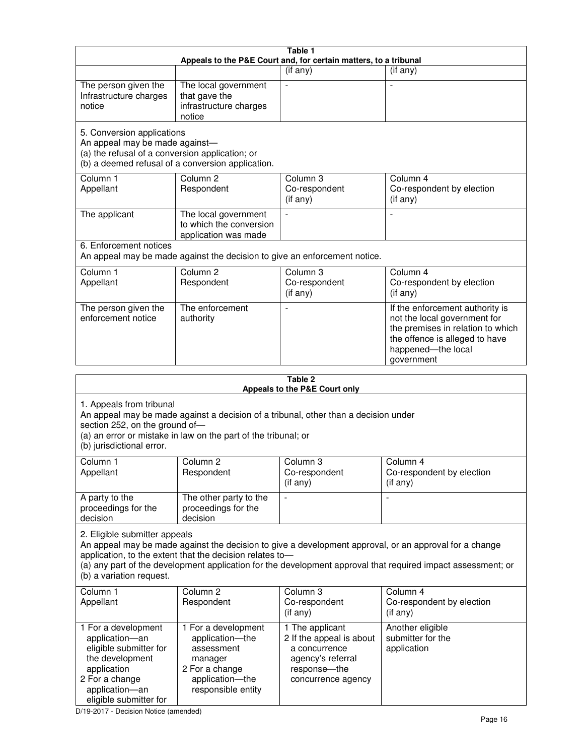**Table 1**
**Appeals to the P&E Court and, for certain matters, to a tribunal**

| | | (if any) | (if any) |
|---|---|---|---|
| The person given the Infrastructure charges notice | The local government that gave the infrastructure charges notice | - | - |

5. Conversion applications
An appeal may be made against—
(a) the refusal of a conversion application; or
(b) a deemed refusal of a conversion application.

| Column 1 Appellant | Column 2 Respondent | Column 3 Co-respondent (if any) | Column 4 Co-respondent by election (if any) |
|---|---|---|---|
| The applicant | The local government to which the conversion application was made | - | - |

6. Enforcement notices
An appeal may be made against the decision to give an enforcement notice.

| Column 1 Appellant | Column 2 Respondent | Column 3 Co-respondent (if any) | Column 4 Co-respondent by election (if any) |
|---|---|---|---|
| The person given the enforcement notice | The enforcement authority | - | If the enforcement authority is not the local government for the premises in relation to which the offence is alleged to have happened—the local government |

**Table 2**
**Appeals to the P&E Court only**

1. Appeals from tribunal
An appeal may be made against a decision of a tribunal, other than a decision under section 252, on the ground of—
(a) an error or mistake in law on the part of the tribunal; or
(b) jurisdictional error.

| Column 1 Appellant | Column 2 Respondent | Column 3 Co-respondent (if any) | Column 4 Co-respondent by election (if any) |
|---|---|---|---|
| A party to the proceedings for the decision | The other party to the proceedings for the decision | - | - |

2. Eligible submitter appeals
An appeal may be made against the decision to give a development approval, or an approval for a change application, to the extent that the decision relates to—
(a) any part of the development application for the development approval that required impact assessment; or
(b) a variation request.

| Column 1 Appellant | Column 2 Respondent | Column 3 Co-respondent (if any) | Column 4 Co-respondent by election (if any) |
|---|---|---|---|
| 1 For a development application—an eligible submitter for the development application<br>2 For a change application—an eligible submitter for | 1 For a development application—the assessment manager<br>2 For a change application—the responsible entity | 1 The applicant<br>2 If the appeal is about a concurrence agency's referral response—the concurrence agency | Another eligible submitter for the application |

D/19-2017 - Decision Notice (amended)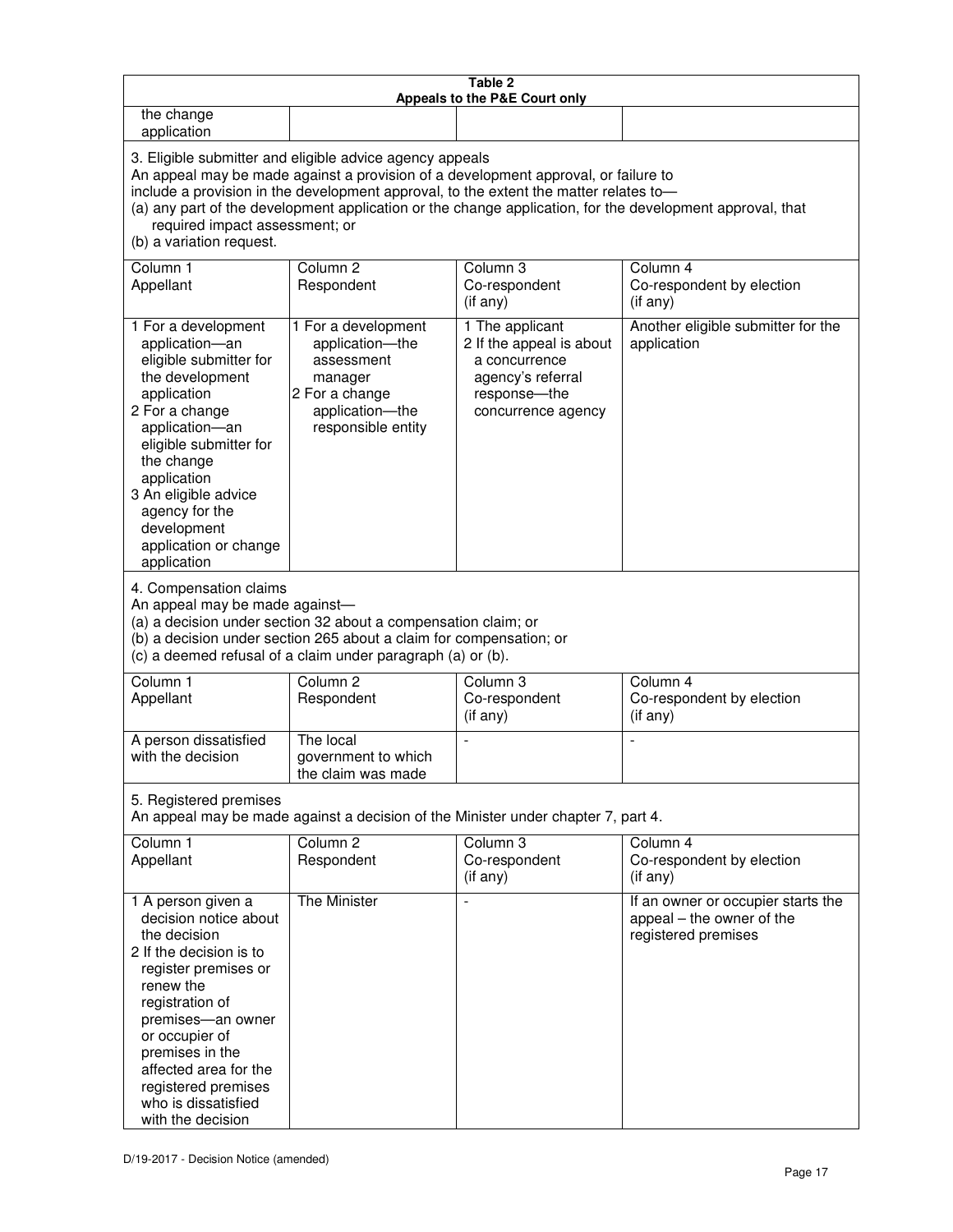| Table 2<br>Appeals to the P&E Court only | | | |
|---|---|---|---|
| the change application | | | |
| 3. Eligible submitter and eligible advice agency appeals<br>An appeal may be made against a provision of a development approval, or failure to include a provision in the development approval, to the extent the matter relates to—<br>(a) any part of the development application or the change application, for the development approval, that required impact assessment; or<br>(b) a variation request. | | | |
| Column 1<br>Appellant | Column 2<br>Respondent | Column 3<br>Co-respondent (if any) | Column 4<br>Co-respondent by election (if any) |
| 1 For a development application—an eligible submitter for the development application<br>2 For a change application—an eligible submitter for the change application<br>3 An eligible advice agency for the development application or change application | 1 For a development application—the assessment manager<br>2 For a change application—the responsible entity | 1 The applicant<br>2 If the appeal is about a concurrence agency's referral response—the concurrence agency | Another eligible submitter for the application |
| 4. Compensation claims<br>An appeal may be made against—<br>(a) a decision under section 32 about a compensation claim; or<br>(b) a decision under section 265 about a claim for compensation; or<br>(c) a deemed refusal of a claim under paragraph (a) or (b). | | | |
| Column 1<br>Appellant | Column 2<br>Respondent | Column 3<br>Co-respondent (if any) | Column 4<br>Co-respondent by election (if any) |
| A person dissatisfied with the decision | The local government to which the claim was made | - | - |
| 5. Registered premises<br>An appeal may be made against a decision of the Minister under chapter 7, part 4. | | | |
| Column 1<br>Appellant | Column 2<br>Respondent | Column 3<br>Co-respondent (if any) | Column 4<br>Co-respondent by election (if any) |
| 1 A person given a decision notice about the decision<br>2 If the decision is to register premises or renew the registration of premises—an owner or occupier of premises in the affected area for the registered premises who is dissatisfied with the decision | The Minister | - | If an owner or occupier starts the appeal – the owner of the registered premises |

D/19-2017 - Decision Notice (amended)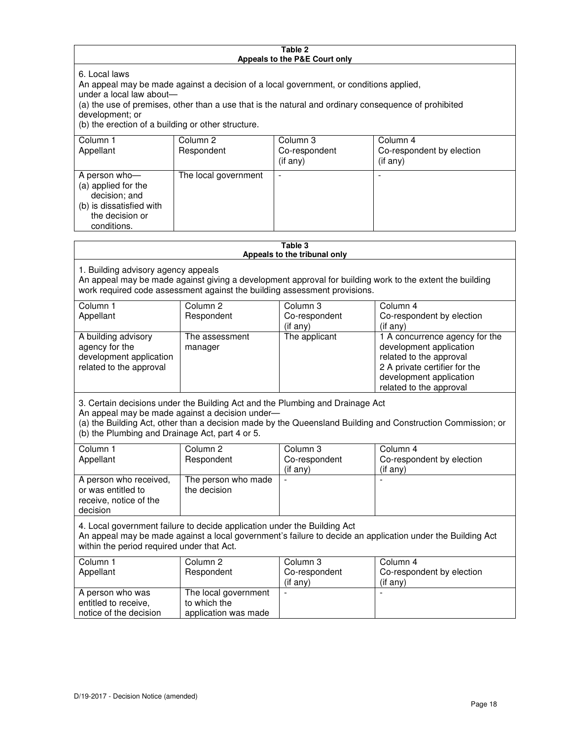**Table 2**
**Appeals to the P&E Court only**

6. Local laws
An appeal may be made against a decision of a local government, or conditions applied, under a local law about—
(a) the use of premises, other than a use that is the natural and ordinary consequence of prohibited development; or
(b) the erection of a building or other structure.

| Column 1 Appellant | Column 2 Respondent | Column 3 Co-respondent (if any) | Column 4 Co-respondent by election (if any) |
|---|---|---|---|
| A person who— (a) applied for the decision; and (b) is dissatisfied with the decision or conditions. | The local government | - | - |

**Table 3**
**Appeals to the tribunal only**

1. Building advisory agency appeals
An appeal may be made against giving a development approval for building work to the extent the building work required code assessment against the building assessment provisions.

| Column 1 Appellant | Column 2 Respondent | Column 3 Co-respondent (if any) | Column 4 Co-respondent by election (if any) |
|---|---|---|---|
| A building advisory agency for the development application related to the approval | The assessment manager | The applicant | 1 A concurrence agency for the development application related to the approval 2 A private certifier for the development application related to the approval |

3. Certain decisions under the Building Act and the Plumbing and Drainage Act
An appeal may be made against a decision under—
(a) the Building Act, other than a decision made by the Queensland Building and Construction Commission; or
(b) the Plumbing and Drainage Act, part 4 or 5.

| Column 1 Appellant | Column 2 Respondent | Column 3 Co-respondent (if any) | Column 4 Co-respondent by election (if any) |
|---|---|---|---|
| A person who received, or was entitled to receive, notice of the decision | The person who made the decision | - | - |

4. Local government failure to decide application under the Building Act
An appeal may be made against a local government's failure to decide an application under the Building Act within the period required under that Act.

| Column 1 Appellant | Column 2 Respondent | Column 3 Co-respondent (if any) | Column 4 Co-respondent by election (if any) |
|---|---|---|---|
| A person who was entitled to receive, notice of the decision | The local government to which the application was made | - | - |

D/19-2017 - Decision Notice (amended)